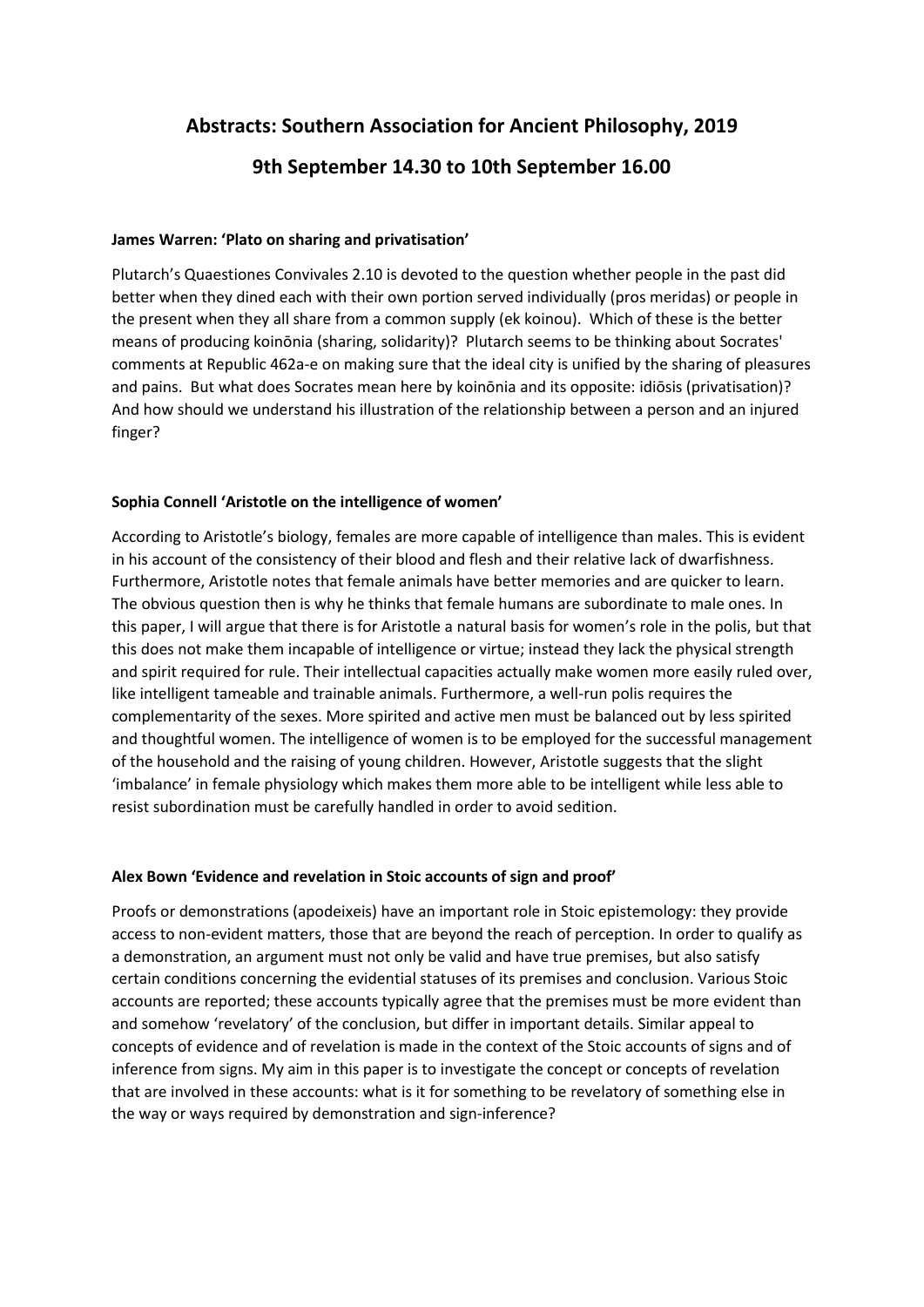# Abstracts: Southern Association for Ancient Philosophy, 2019

## 9th September 14.30 to 10th September 16.00

**James Warren: 'Plato on sharing and privatisation'**

Plutarch's Quaestiones Convivales 2.10 is devoted to the question whether people in the past did better when they dined each with their own portion served individually (pros meridas) or people in the present when they all share from a common supply (ek koinou). Which of these is the better means of producing koinōnia (sharing, solidarity)? Plutarch seems to be thinking about Socrates' comments at Republic 462a-e on making sure that the ideal city is unified by the sharing of pleasures and pains. But what does Socrates mean here by koinōnia and its opposite: idiōsis (privatisation)? And how should we understand his illustration of the relationship between a person and an injured finger?

**Sophia Connell 'Aristotle on the intelligence of women'**

According to Aristotle's biology, females are more capable of intelligence than males. This is evident in his account of the consistency of their blood and flesh and their relative lack of dwarfishness. Furthermore, Aristotle notes that female animals have better memories and are quicker to learn. The obvious question then is why he thinks that female humans are subordinate to male ones. In this paper, I will argue that there is for Aristotle a natural basis for women's role in the polis, but that this does not make them incapable of intelligence or virtue; instead they lack the physical strength and spirit required for rule. Their intellectual capacities actually make women more easily ruled over, like intelligent tameable and trainable animals. Furthermore, a well-run polis requires the complementarity of the sexes. More spirited and active men must be balanced out by less spirited and thoughtful women. The intelligence of women is to be employed for the successful management of the household and the raising of young children. However, Aristotle suggests that the slight 'imbalance' in female physiology which makes them more able to be intelligent while less able to resist subordination must be carefully handled in order to avoid sedition.

**Alex Bown 'Evidence and revelation in Stoic accounts of sign and proof'**

Proofs or demonstrations (apodeixeis) have an important role in Stoic epistemology: they provide access to non-evident matters, those that are beyond the reach of perception. In order to qualify as a demonstration, an argument must not only be valid and have true premises, but also satisfy certain conditions concerning the evidential statuses of its premises and conclusion. Various Stoic accounts are reported; these accounts typically agree that the premises must be more evident than and somehow 'revelatory' of the conclusion, but differ in important details. Similar appeal to concepts of evidence and of revelation is made in the context of the Stoic accounts of signs and of inference from signs. My aim in this paper is to investigate the concept or concepts of revelation that are involved in these accounts: what is it for something to be revelatory of something else in the way or ways required by demonstration and sign-inference?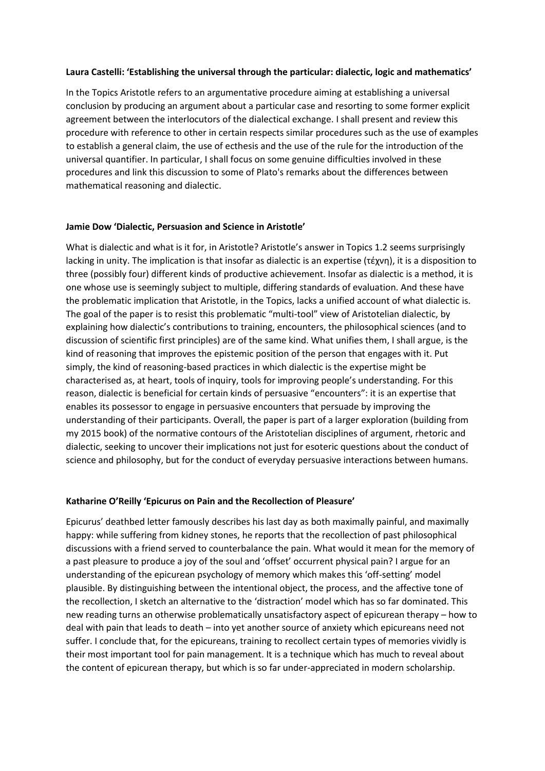**Laura Castelli: 'Establishing the universal through the particular: dialectic, logic and mathematics'**

In the Topics Aristotle refers to an argumentative procedure aiming at establishing a universal conclusion by producing an argument about a particular case and resorting to some former explicit agreement between the interlocutors of the dialectical exchange. I shall present and review this procedure with reference to other in certain respects similar procedures such as the use of examples to establish a general claim, the use of ecthesis and the use of the rule for the introduction of the universal quantifier. In particular, I shall focus on some genuine difficulties involved in these procedures and link this discussion to some of Plato's remarks about the differences between mathematical reasoning and dialectic.

**Jamie Dow 'Dialectic, Persuasion and Science in Aristotle'**

What is dialectic and what is it for, in Aristotle? Aristotle's answer in Topics 1.2 seems surprisingly lacking in unity. The implication is that insofar as dialectic is an expertise (τέχνη), it is a disposition to three (possibly four) different kinds of productive achievement. Insofar as dialectic is a method, it is one whose use is seemingly subject to multiple, differing standards of evaluation. And these have the problematic implication that Aristotle, in the Topics, lacks a unified account of what dialectic is. The goal of the paper is to resist this problematic "multi-tool" view of Aristotelian dialectic, by explaining how dialectic's contributions to training, encounters, the philosophical sciences (and to discussion of scientific first principles) are of the same kind. What unifies them, I shall argue, is the kind of reasoning that improves the epistemic position of the person that engages with it. Put simply, the kind of reasoning-based practices in which dialectic is the expertise might be characterised as, at heart, tools of inquiry, tools for improving people's understanding. For this reason, dialectic is beneficial for certain kinds of persuasive "encounters": it is an expertise that enables its possessor to engage in persuasive encounters that persuade by improving the understanding of their participants. Overall, the paper is part of a larger exploration (building from my 2015 book) of the normative contours of the Aristotelian disciplines of argument, rhetoric and dialectic, seeking to uncover their implications not just for esoteric questions about the conduct of science and philosophy, but for the conduct of everyday persuasive interactions between humans.

**Katharine O'Reilly 'Epicurus on Pain and the Recollection of Pleasure'**

Epicurus' deathbed letter famously describes his last day as both maximally painful, and maximally happy: while suffering from kidney stones, he reports that the recollection of past philosophical discussions with a friend served to counterbalance the pain. What would it mean for the memory of a past pleasure to produce a joy of the soul and 'offset' occurrent physical pain? I argue for an understanding of the epicurean psychology of memory which makes this 'off-setting' model plausible. By distinguishing between the intentional object, the process, and the affective tone of the recollection, I sketch an alternative to the 'distraction' model which has so far dominated. This new reading turns an otherwise problematically unsatisfactory aspect of epicurean therapy – how to deal with pain that leads to death – into yet another source of anxiety which epicureans need not suffer. I conclude that, for the epicureans, training to recollect certain types of memories vividly is their most important tool for pain management. It is a technique which has much to reveal about the content of epicurean therapy, but which is so far under-appreciated in modern scholarship.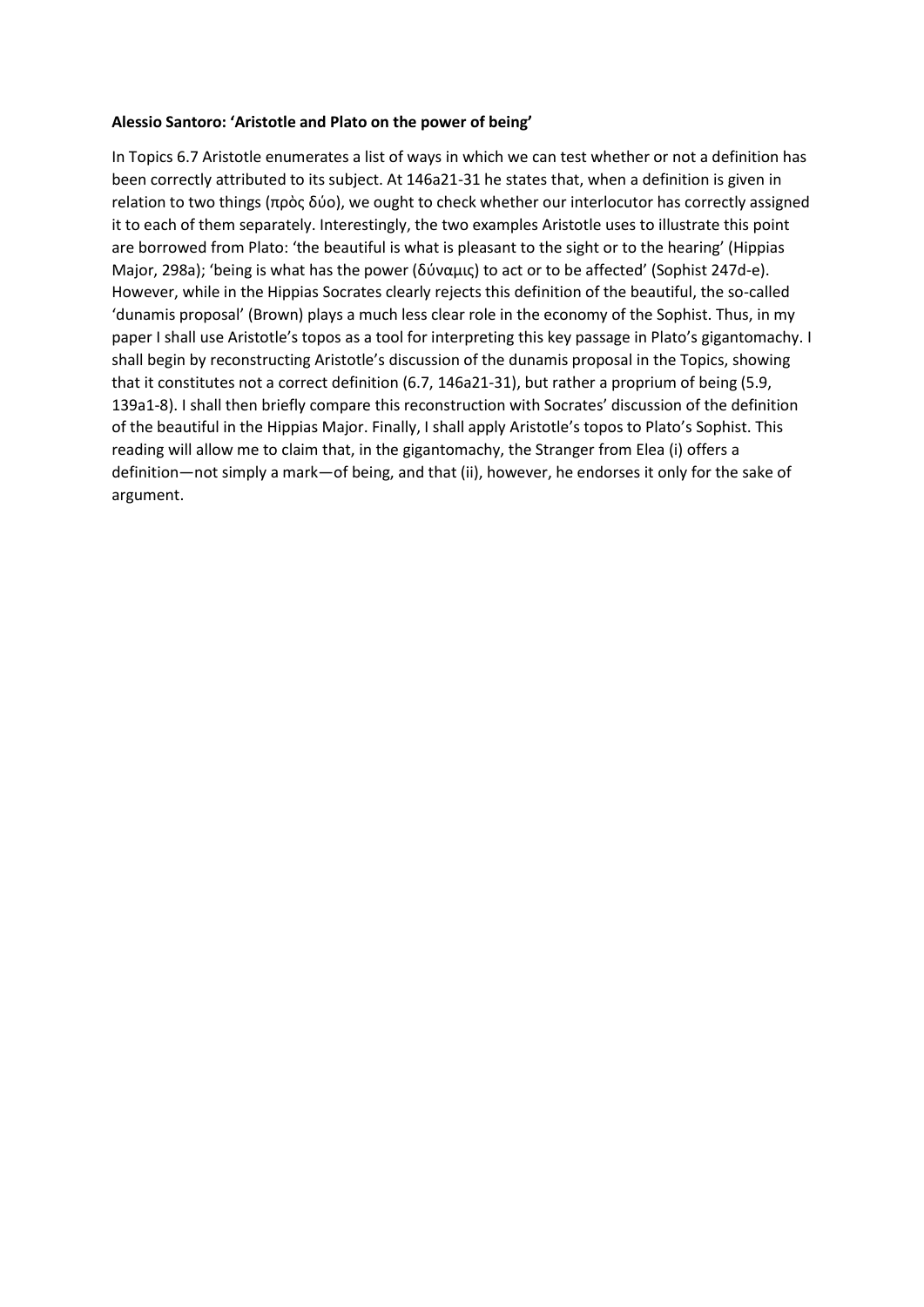**Alessio Santoro: 'Aristotle and Plato on the power of being'**

In Topics 6.7 Aristotle enumerates a list of ways in which we can test whether or not a definition has been correctly attributed to its subject. At 146a21-31 he states that, when a definition is given in relation to two things (πρὸς δύο), we ought to check whether our interlocutor has correctly assigned it to each of them separately. Interestingly, the two examples Aristotle uses to illustrate this point are borrowed from Plato: 'the beautiful is what is pleasant to the sight or to the hearing' (Hippias Major, 298a); 'being is what has the power (δύναμις) to act or to be affected' (Sophist 247d-e). However, while in the Hippias Socrates clearly rejects this definition of the beautiful, the so-called 'dunamis proposal' (Brown) plays a much less clear role in the economy of the Sophist. Thus, in my paper I shall use Aristotle's topos as a tool for interpreting this key passage in Plato's gigantomachy. I shall begin by reconstructing Aristotle's discussion of the dunamis proposal in the Topics, showing that it constitutes not a correct definition (6.7, 146a21-31), but rather a proprium of being (5.9, 139a1-8). I shall then briefly compare this reconstruction with Socrates' discussion of the definition of the beautiful in the Hippias Major. Finally, I shall apply Aristotle's topos to Plato's Sophist. This reading will allow me to claim that, in the gigantomachy, the Stranger from Elea (i) offers a definition—not simply a mark—of being, and that (ii), however, he endorses it only for the sake of argument.